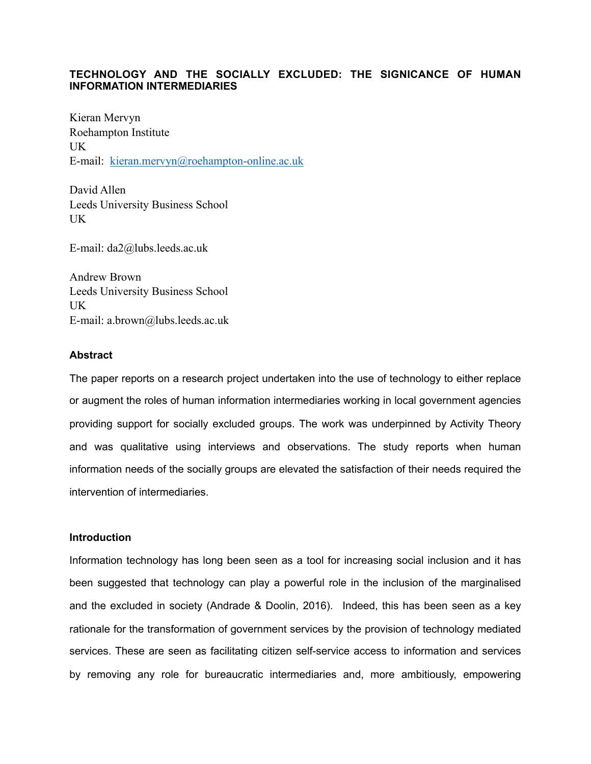# TECHNOLOGY AND THE SOCIALLY EXCLUDED: THE SIGNICANCE OF HUMAN INFORMATION INTERMEDIARIES

Kieran Mervyn
Roehampton Institute
UK
E-mail: kieran.mervyn@roehampton-online.ac.uk

David Allen
Leeds University Business School
UK

E-mail: da2@lubs.leeds.ac.uk

Andrew Brown
Leeds University Business School
UK
E-mail: a.brown@lubs.leeds.ac.uk

## Abstract

The paper reports on a research project undertaken into the use of technology to either replace or augment the roles of human information intermediaries working in local government agencies providing support for socially excluded groups. The work was underpinned by Activity Theory and was qualitative using interviews and observations. The study reports when human information needs of the socially groups are elevated the satisfaction of their needs required the intervention of intermediaries.

## Introduction

Information technology has long been seen as a tool for increasing social inclusion and it has been suggested that technology can play a powerful role in the inclusion of the marginalised and the excluded in society (Andrade & Doolin, 2016). Indeed, this has been seen as a key rationale for the transformation of government services by the provision of technology mediated services. These are seen as facilitating citizen self-service access to information and services by removing any role for bureaucratic intermediaries and, more ambitiously, empowering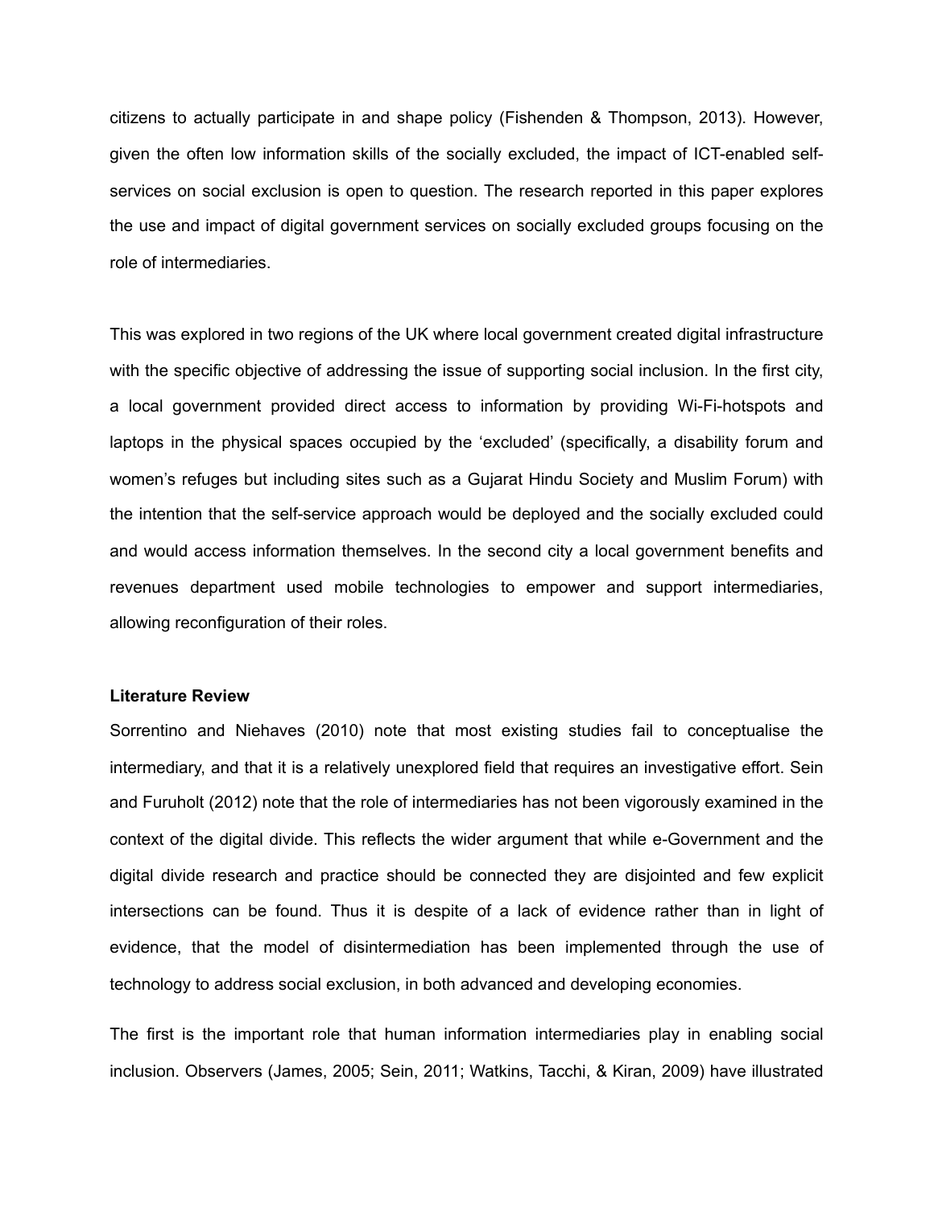citizens to actually participate in and shape policy (Fishenden & Thompson, 2013). However, given the often low information skills of the socially excluded, the impact of ICT-enabled self-services on social exclusion is open to question. The research reported in this paper explores the use and impact of digital government services on socially excluded groups focusing on the role of intermediaries.

This was explored in two regions of the UK where local government created digital infrastructure with the specific objective of addressing the issue of supporting social inclusion. In the first city, a local government provided direct access to information by providing Wi-Fi-hotspots and laptops in the physical spaces occupied by the 'excluded' (specifically, a disability forum and women's refuges but including sites such as a Gujarat Hindu Society and Muslim Forum) with the intention that the self-service approach would be deployed and the socially excluded could and would access information themselves. In the second city a local government benefits and revenues department used mobile technologies to empower and support intermediaries, allowing reconfiguration of their roles.

**Literature Review**

Sorrentino and Niehaves (2010) note that most existing studies fail to conceptualise the intermediary, and that it is a relatively unexplored field that requires an investigative effort. Sein and Furuholt (2012) note that the role of intermediaries has not been vigorously examined in the context of the digital divide. This reflects the wider argument that while e-Government and the digital divide research and practice should be connected they are disjointed and few explicit intersections can be found. Thus it is despite of a lack of evidence rather than in light of evidence, that the model of disintermediation has been implemented through the use of technology to address social exclusion, in both advanced and developing economies.

The first is the important role that human information intermediaries play in enabling social inclusion. Observers (James, 2005; Sein, 2011; Watkins, Tacchi, & Kiran, 2009) have illustrated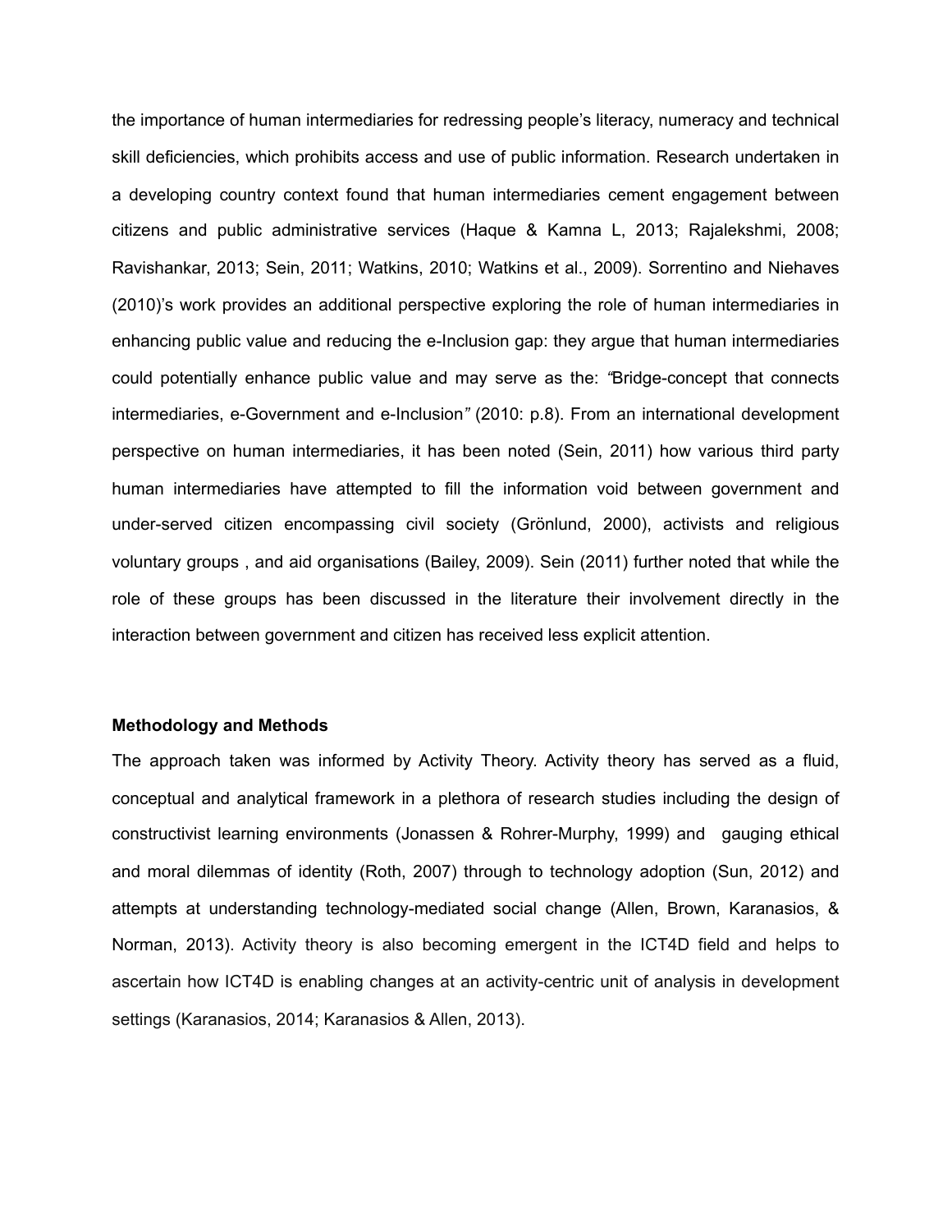the importance of human intermediaries for redressing people's literacy, numeracy and technical skill deficiencies, which prohibits access and use of public information. Research undertaken in a developing country context found that human intermediaries cement engagement between citizens and public administrative services (Haque & Kamna L, 2013; Rajalekshmi, 2008; Ravishankar, 2013; Sein, 2011; Watkins, 2010; Watkins et al., 2009). Sorrentino and Niehaves (2010)'s work provides an additional perspective exploring the role of human intermediaries in enhancing public value and reducing the e-Inclusion gap: they argue that human intermediaries could potentially enhance public value and may serve as the: *"*Bridge-concept that connects intermediaries, e-Government and e-Inclusion*"* (2010: p.8). From an international development perspective on human intermediaries, it has been noted (Sein, 2011) how various third party human intermediaries have attempted to fill the information void between government and under-served citizen encompassing civil society (Grönlund, 2000), activists and religious voluntary groups , and aid organisations (Bailey, 2009). Sein (2011) further noted that while the role of these groups has been discussed in the literature their involvement directly in the interaction between government and citizen has received less explicit attention.

**Methodology and Methods**

The approach taken was informed by Activity Theory. Activity theory has served as a fluid, conceptual and analytical framework in a plethora of research studies including the design of constructivist learning environments (Jonassen & Rohrer-Murphy, 1999) and gauging ethical and moral dilemmas of identity (Roth, 2007) through to technology adoption (Sun, 2012) and attempts at understanding technology-mediated social change (Allen, Brown, Karanasios, & Norman, 2013). Activity theory is also becoming emergent in the ICT4D field and helps to ascertain how ICT4D is enabling changes at an activity-centric unit of analysis in development settings (Karanasios, 2014; Karanasios & Allen, 2013).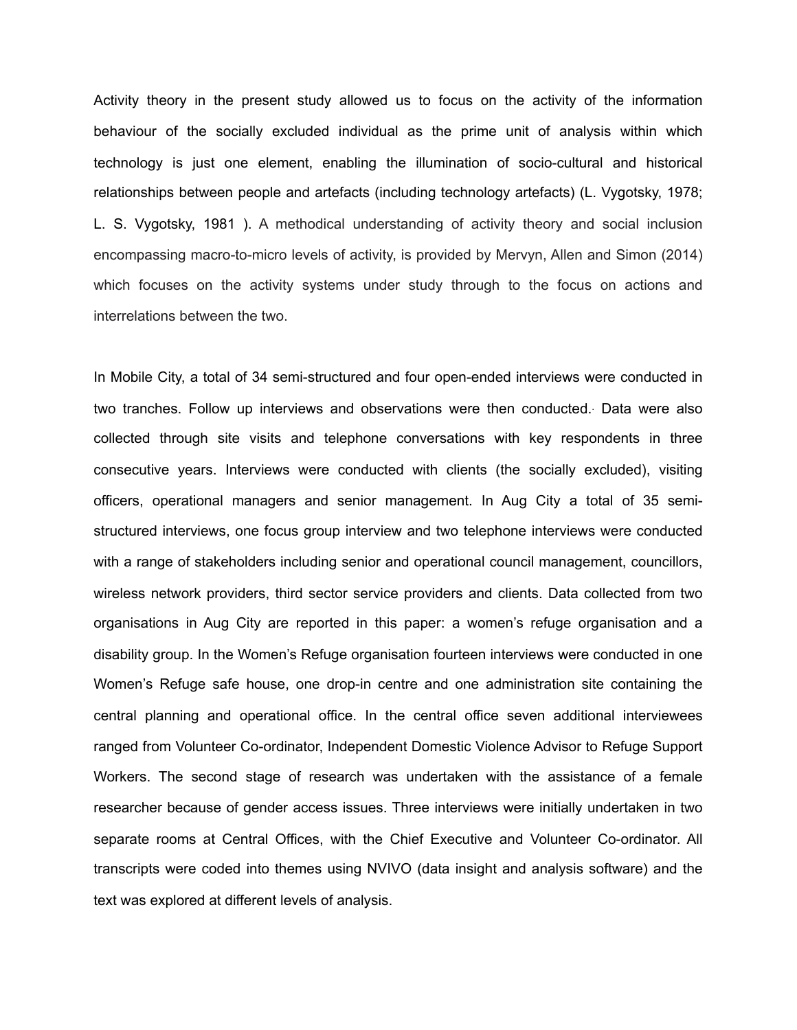Activity theory in the present study allowed us to focus on the activity of the information behaviour of the socially excluded individual as the prime unit of analysis within which technology is just one element, enabling the illumination of socio-cultural and historical relationships between people and artefacts (including technology artefacts) (L. Vygotsky, 1978; L. S. Vygotsky, 1981 ). A methodical understanding of activity theory and social inclusion encompassing macro-to-micro levels of activity, is provided by Mervyn, Allen and Simon (2014) which focuses on the activity systems under study through to the focus on actions and interrelations between the two.

In Mobile City, a total of 34 semi-structured and four open-ended interviews were conducted in two tranches. Follow up interviews and observations were then conducted. Data were also collected through site visits and telephone conversations with key respondents in three consecutive years. Interviews were conducted with clients (the socially excluded), visiting officers, operational managers and senior management. In Aug City a total of 35 semi-structured interviews, one focus group interview and two telephone interviews were conducted with a range of stakeholders including senior and operational council management, councillors, wireless network providers, third sector service providers and clients. Data collected from two organisations in Aug City are reported in this paper: a women's refuge organisation and a disability group. In the Women's Refuge organisation fourteen interviews were conducted in one Women's Refuge safe house, one drop-in centre and one administration site containing the central planning and operational office. In the central office seven additional interviewees ranged from Volunteer Co-ordinator, Independent Domestic Violence Advisor to Refuge Support Workers. The second stage of research was undertaken with the assistance of a female researcher because of gender access issues. Three interviews were initially undertaken in two separate rooms at Central Offices, with the Chief Executive and Volunteer Co-ordinator. All transcripts were coded into themes using NVIVO (data insight and analysis software) and the text was explored at different levels of analysis.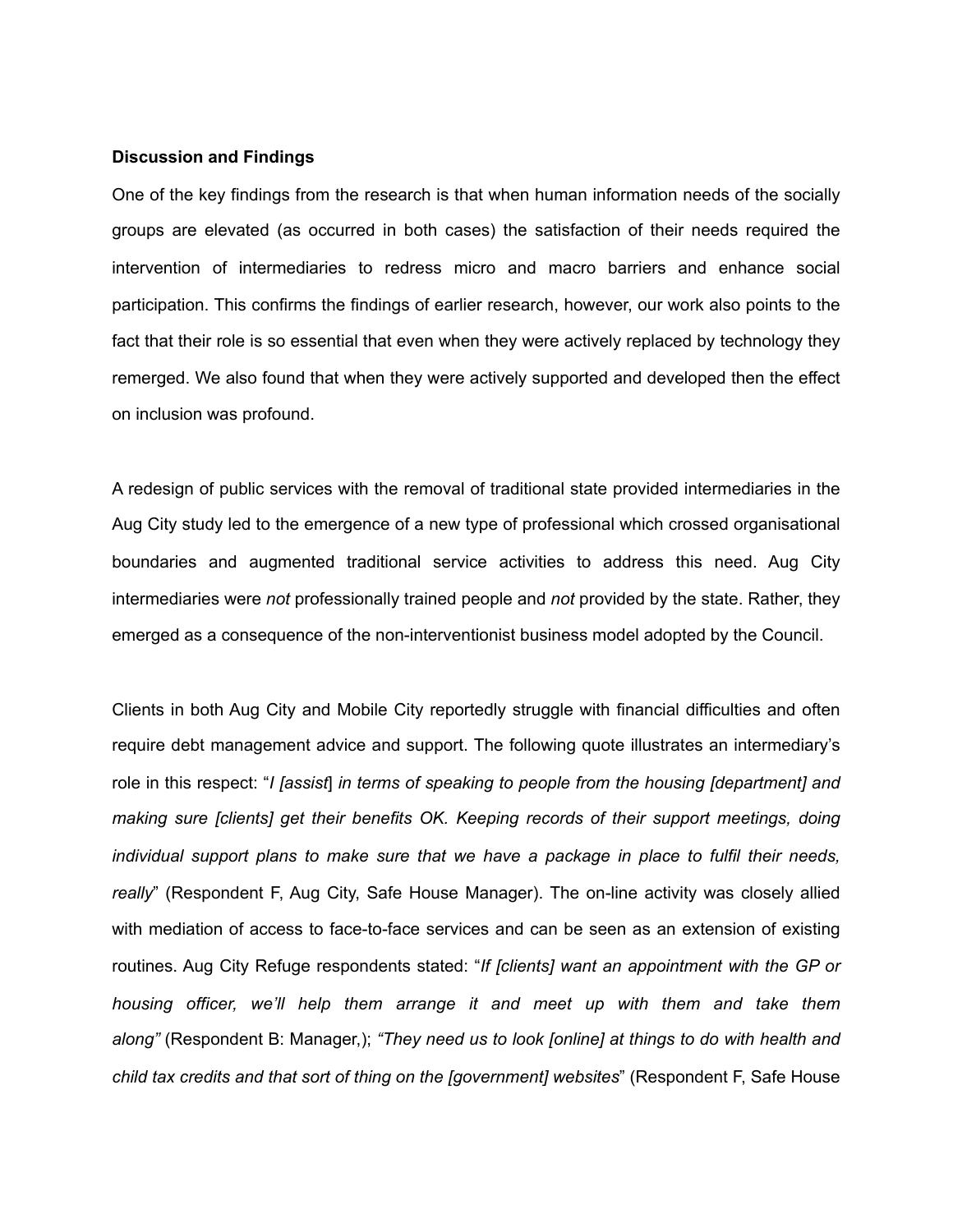**Discussion and Findings**

One of the key findings from the research is that when human information needs of the socially groups are elevated (as occurred in both cases) the satisfaction of their needs required the intervention of intermediaries to redress micro and macro barriers and enhance social participation. This confirms the findings of earlier research, however, our work also points to the fact that their role is so essential that even when they were actively replaced by technology they remerged. We also found that when they were actively supported and developed then the effect on inclusion was profound.

A redesign of public services with the removal of traditional state provided intermediaries in the Aug City study led to the emergence of a new type of professional which crossed organisational boundaries and augmented traditional service activities to address this need. Aug City intermediaries were *not* professionally trained people and *not* provided by the state. Rather, they emerged as a consequence of the non-interventionist business model adopted by the Council.

Clients in both Aug City and Mobile City reportedly struggle with financial difficulties and often require debt management advice and support. The following quote illustrates an intermediary's role in this respect: "*I [assist*] *in terms of speaking to people from the housing [department] and making sure [clients] get their benefits OK. Keeping records of their support meetings, doing individual support plans to make sure that we have a package in place to fulfil their needs, really*" (Respondent F, Aug City, Safe House Manager). The on-line activity was closely allied with mediation of access to face-to-face services and can be seen as an extension of existing routines. Aug City Refuge respondents stated: "*If [clients] want an appointment with the GP or housing officer, we'll help them arrange it and meet up with them and take them along"* (Respondent B: Manager,); *"They need us to look [online] at things to do with health and child tax credits and that sort of thing on the [government] websites*" (Respondent F, Safe House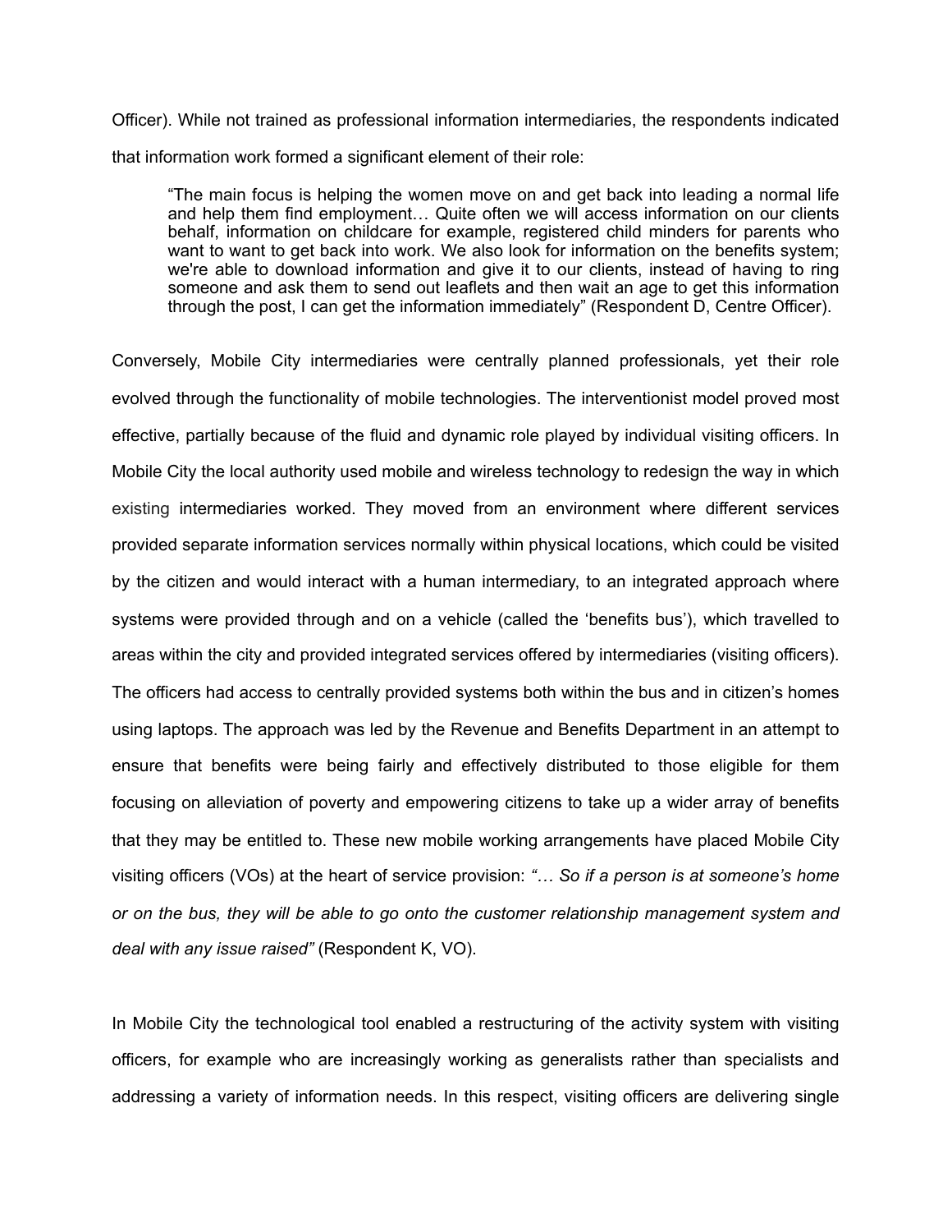Officer). While not trained as professional information intermediaries, the respondents indicated that information work formed a significant element of their role:

> "The main focus is helping the women move on and get back into leading a normal life and help them find employment… Quite often we will access information on our clients behalf, information on childcare for example, registered child minders for parents who want to want to get back into work. We also look for information on the benefits system; we're able to download information and give it to our clients, instead of having to ring someone and ask them to send out leaflets and then wait an age to get this information through the post, I can get the information immediately" (Respondent D, Centre Officer).

Conversely, Mobile City intermediaries were centrally planned professionals, yet their role evolved through the functionality of mobile technologies. The interventionist model proved most effective, partially because of the fluid and dynamic role played by individual visiting officers. In Mobile City the local authority used mobile and wireless technology to redesign the way in which existing intermediaries worked. They moved from an environment where different services provided separate information services normally within physical locations, which could be visited by the citizen and would interact with a human intermediary, to an integrated approach where systems were provided through and on a vehicle (called the 'benefits bus'), which travelled to areas within the city and provided integrated services offered by intermediaries (visiting officers). The officers had access to centrally provided systems both within the bus and in citizen's homes using laptops. The approach was led by the Revenue and Benefits Department in an attempt to ensure that benefits were being fairly and effectively distributed to those eligible for them focusing on alleviation of poverty and empowering citizens to take up a wider array of benefits that they may be entitled to. These new mobile working arrangements have placed Mobile City visiting officers (VOs) at the heart of service provision: *"… So if a person is at someone's home or on the bus, they will be able to go onto the customer relationship management system and deal with any issue raised"* (Respondent K, VO).

In Mobile City the technological tool enabled a restructuring of the activity system with visiting officers, for example who are increasingly working as generalists rather than specialists and addressing a variety of information needs. In this respect, visiting officers are delivering single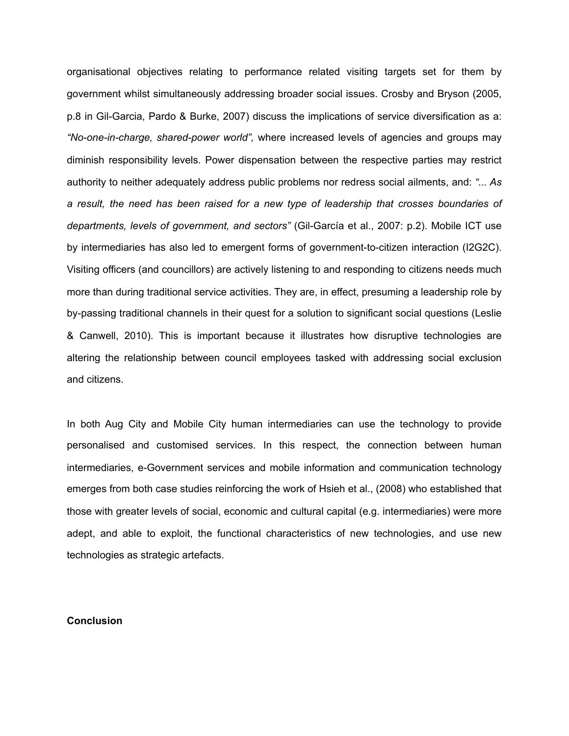organisational objectives relating to performance related visiting targets set for them by government whilst simultaneously addressing broader social issues. Crosby and Bryson (2005, p.8 in Gil-Garcia, Pardo & Burke, 2007) discuss the implications of service diversification as a: *"No-one-in-charge, shared-power world",* where increased levels of agencies and groups may diminish responsibility levels. Power dispensation between the respective parties may restrict authority to neither adequately address public problems nor redress social ailments, and: *"... As a result, the need has been raised for a new type of leadership that crosses boundaries of departments, levels of government, and sectors"* (Gil-García et al., 2007: p.2). Mobile ICT use by intermediaries has also led to emergent forms of government-to-citizen interaction (I2G2C). Visiting officers (and councillors) are actively listening to and responding to citizens needs much more than during traditional service activities. They are, in effect, presuming a leadership role by by-passing traditional channels in their quest for a solution to significant social questions (Leslie & Canwell, 2010). This is important because it illustrates how disruptive technologies are altering the relationship between council employees tasked with addressing social exclusion and citizens.

In both Aug City and Mobile City human intermediaries can use the technology to provide personalised and customised services. In this respect, the connection between human intermediaries, e-Government services and mobile information and communication technology emerges from both case studies reinforcing the work of Hsieh et al., (2008) who established that those with greater levels of social, economic and cultural capital (e.g. intermediaries) were more adept, and able to exploit, the functional characteristics of new technologies, and use new technologies as strategic artefacts.

**Conclusion**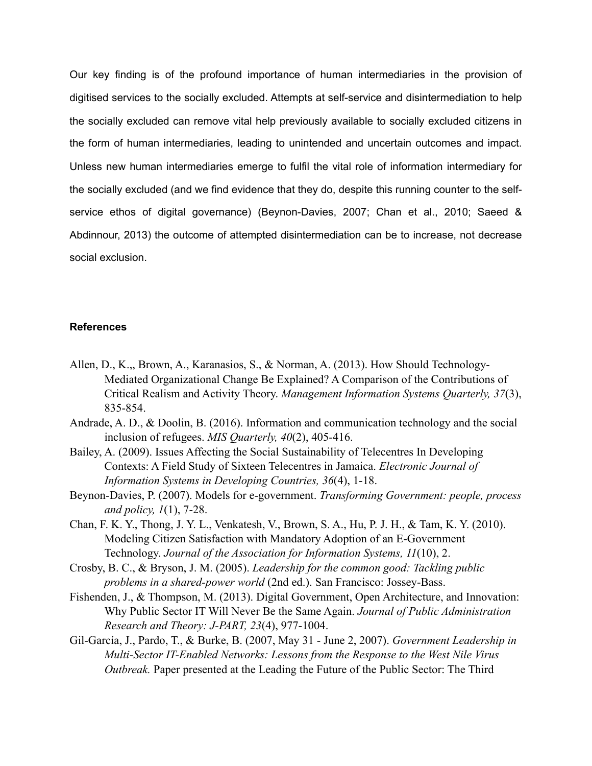Our key finding is of the profound importance of human intermediaries in the provision of digitised services to the socially excluded. Attempts at self-service and disintermediation to help the socially excluded can remove vital help previously available to socially excluded citizens in the form of human intermediaries, leading to unintended and uncertain outcomes and impact. Unless new human intermediaries emerge to fulfil the vital role of information intermediary for the socially excluded (and we find evidence that they do, despite this running counter to the self-service ethos of digital governance) (Beynon-Davies, 2007; Chan et al., 2010; Saeed & Abdinnour, 2013) the outcome of attempted disintermediation can be to increase, not decrease social exclusion.

**References**

Allen, D., K.,, Brown, A., Karanasios, S., & Norman, A. (2013). How Should Technology-Mediated Organizational Change Be Explained? A Comparison of the Contributions of Critical Realism and Activity Theory. *Management Information Systems Quarterly, 37*(3), 835-854.

Andrade, A. D., & Doolin, B. (2016). Information and communication technology and the social inclusion of refugees. *MIS Quarterly, 40*(2), 405-416.

Bailey, A. (2009). Issues Affecting the Social Sustainability of Telecentres In Developing Contexts: A Field Study of Sixteen Telecentres in Jamaica. *Electronic Journal of Information Systems in Developing Countries, 36*(4), 1-18.

Beynon-Davies, P. (2007). Models for e-government. *Transforming Government: people, process and policy, 1*(1), 7-28.

Chan, F. K. Y., Thong, J. Y. L., Venkatesh, V., Brown, S. A., Hu, P. J. H., & Tam, K. Y. (2010). Modeling Citizen Satisfaction with Mandatory Adoption of an E-Government Technology. *Journal of the Association for Information Systems, 11*(10), 2.

Crosby, B. C., & Bryson, J. M. (2005). *Leadership for the common good: Tackling public problems in a shared-power world* (2nd ed.). San Francisco: Jossey-Bass.

Fishenden, J., & Thompson, M. (2013). Digital Government, Open Architecture, and Innovation: Why Public Sector IT Will Never Be the Same Again. *Journal of Public Administration Research and Theory: J-PART, 23*(4), 977-1004.

Gil-García, J., Pardo, T., & Burke, B. (2007, May 31 - June 2, 2007). *Government Leadership in Multi-Sector IT-Enabled Networks: Lessons from the Response to the West Nile Virus Outbreak.* Paper presented at the Leading the Future of the Public Sector: The Third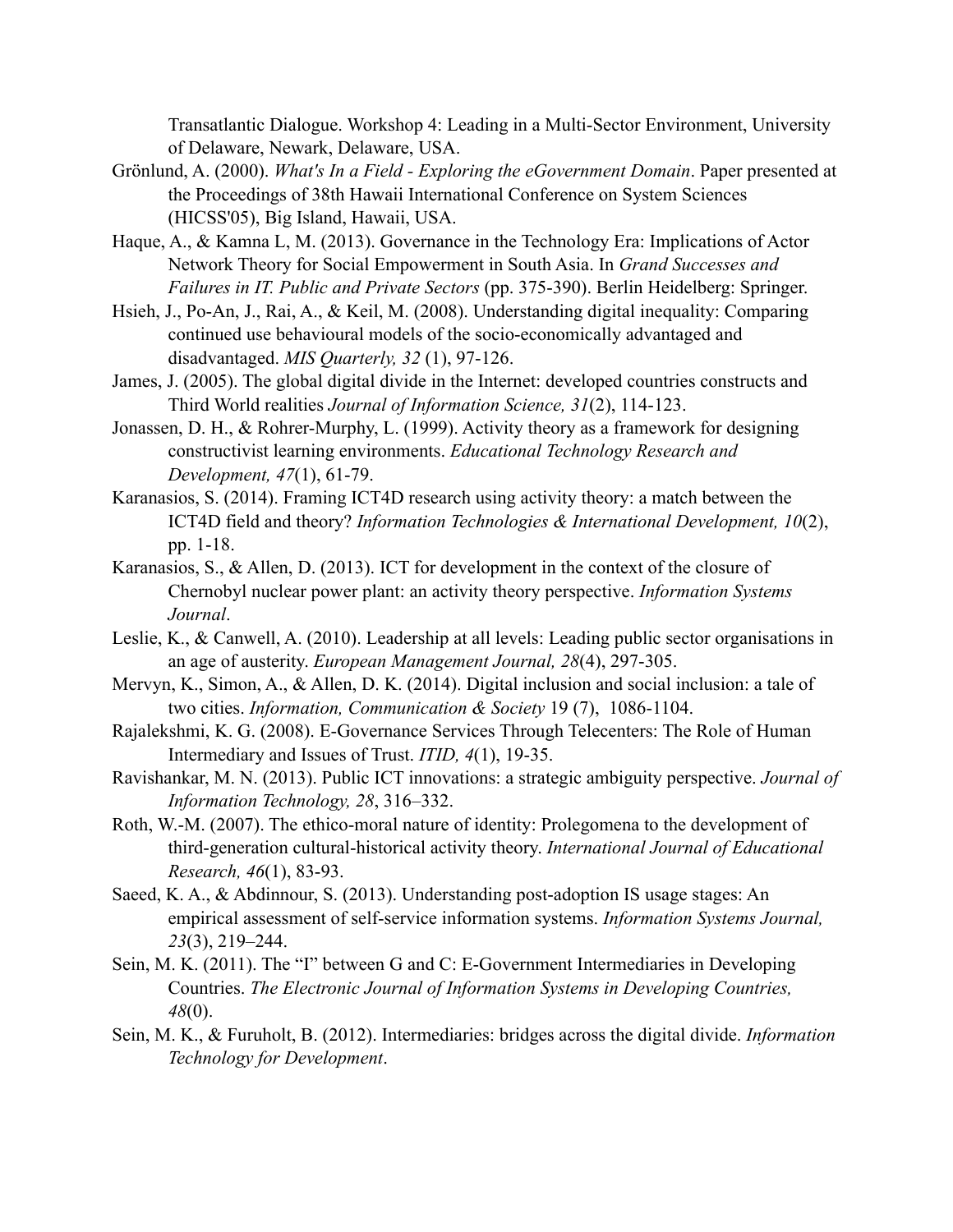Transatlantic Dialogue. Workshop 4: Leading in a Multi-Sector Environment, University of Delaware, Newark, Delaware, USA.

Grönlund, A. (2000). *What's In a Field - Exploring the eGovernment Domain*. Paper presented at the Proceedings of 38th Hawaii International Conference on System Sciences (HICSS'05), Big Island, Hawaii, USA.

Haque, A., & Kamna L, M. (2013). Governance in the Technology Era: Implications of Actor Network Theory for Social Empowerment in South Asia. In *Grand Successes and Failures in IT. Public and Private Sectors* (pp. 375-390). Berlin Heidelberg: Springer.

Hsieh, J., Po-An, J., Rai, A., & Keil, M. (2008). Understanding digital inequality: Comparing continued use behavioural models of the socio-economically advantaged and disadvantaged. *MIS Quarterly, 32* (1), 97-126.

James, J. (2005). The global digital divide in the Internet: developed countries constructs and Third World realities *Journal of Information Science, 31*(2), 114-123.

Jonassen, D. H., & Rohrer-Murphy, L. (1999). Activity theory as a framework for designing constructivist learning environments. *Educational Technology Research and Development, 47*(1), 61-79.

Karanasios, S. (2014). Framing ICT4D research using activity theory: a match between the ICT4D field and theory? *Information Technologies & International Development, 10*(2), pp. 1-18.

Karanasios, S., & Allen, D. (2013). ICT for development in the context of the closure of Chernobyl nuclear power plant: an activity theory perspective. *Information Systems Journal*.

Leslie, K., & Canwell, A. (2010). Leadership at all levels: Leading public sector organisations in an age of austerity. *European Management Journal, 28*(4), 297-305.

Mervyn, K., Simon, A., & Allen, D. K. (2014). Digital inclusion and social inclusion: a tale of two cities. *Information, Communication & Society* 19 (7), 1086-1104.

Rajalekshmi, K. G. (2008). E-Governance Services Through Telecenters: The Role of Human Intermediary and Issues of Trust. *ITID, 4*(1), 19-35.

Ravishankar, M. N. (2013). Public ICT innovations: a strategic ambiguity perspective. *Journal of Information Technology, 28*, 316–332.

Roth, W.-M. (2007). The ethico-moral nature of identity: Prolegomena to the development of third-generation cultural-historical activity theory. *International Journal of Educational Research, 46*(1), 83-93.

Saeed, K. A., & Abdinnour, S. (2013). Understanding post-adoption IS usage stages: An empirical assessment of self-service information systems. *Information Systems Journal, 23*(3), 219–244.

Sein, M. K. (2011). The "I" between G and C: E-Government Intermediaries in Developing Countries. *The Electronic Journal of Information Systems in Developing Countries, 48*(0).

Sein, M. K., & Furuholt, B. (2012). Intermediaries: bridges across the digital divide. *Information Technology for Development*.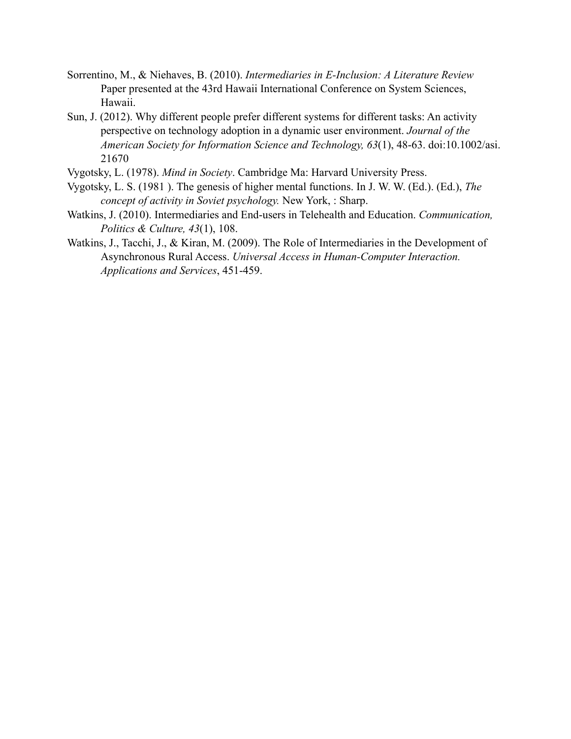Sorrentino, M., & Niehaves, B. (2010). *Intermediaries in E-Inclusion: A Literature Review* Paper presented at the 43rd Hawaii International Conference on System Sciences, Hawaii.

Sun, J. (2012). Why different people prefer different systems for different tasks: An activity perspective on technology adoption in a dynamic user environment. *Journal of the American Society for Information Science and Technology, 63*(1), 48-63. doi:10.1002/asi.21670

Vygotsky, L. (1978). *Mind in Society*. Cambridge Ma: Harvard University Press.

Vygotsky, L. S. (1981 ). The genesis of higher mental functions. In J. W. W. (Ed.). (Ed.), *The concept of activity in Soviet psychology.* New York, : Sharp.

Watkins, J. (2010). Intermediaries and End-users in Telehealth and Education. *Communication, Politics & Culture, 43*(1), 108.

Watkins, J., Tacchi, J., & Kiran, M. (2009). The Role of Intermediaries in the Development of Asynchronous Rural Access. *Universal Access in Human-Computer Interaction. Applications and Services*, 451-459.